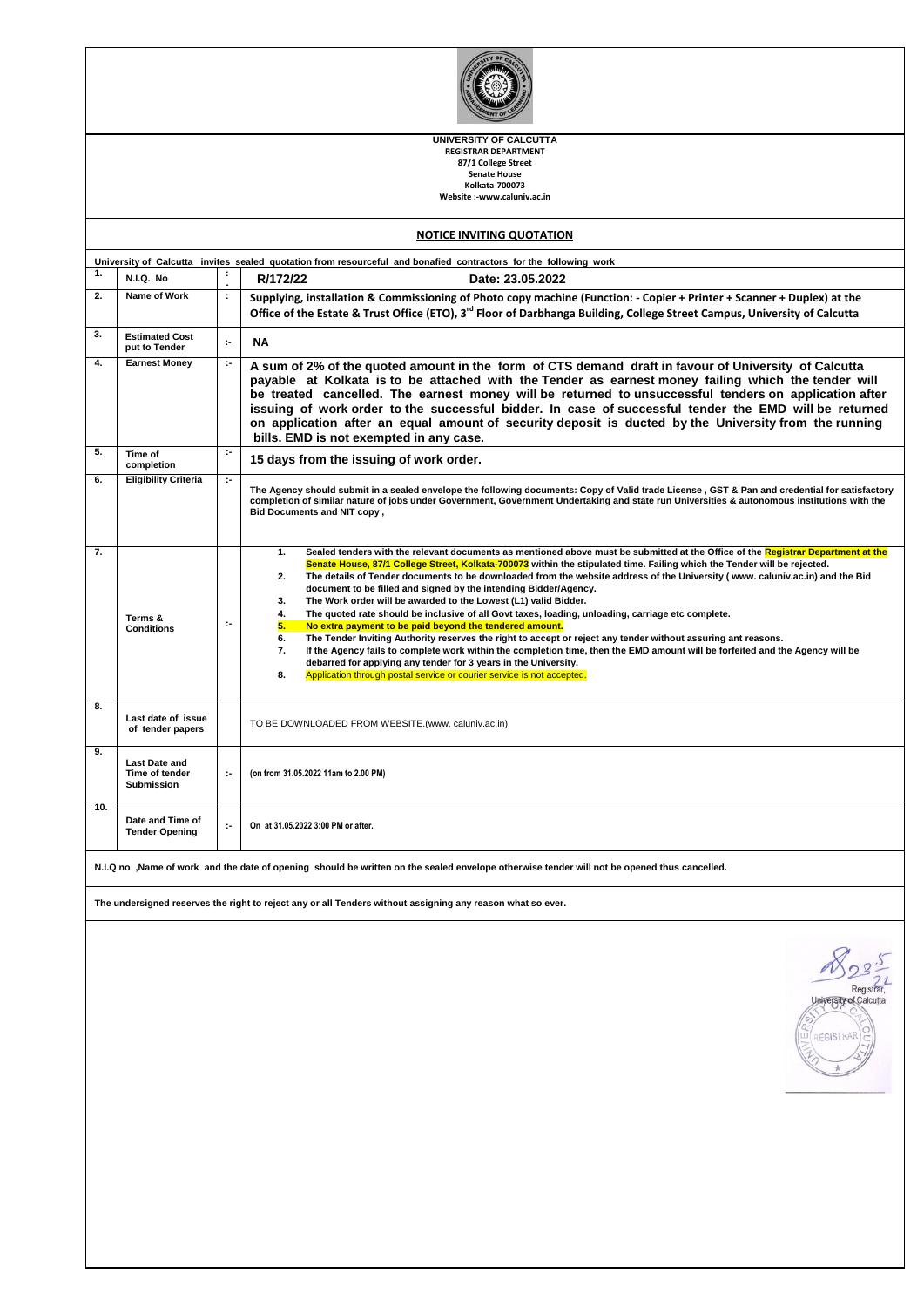**UNIVERSITY OF CALCUTTA**
**REGISTRAR DEPARTMENT**
**87/1 College Street**
**Senate House**
**Kolkata-700073**
**Website :-www.caluniv.ac.in**

## NOTICE INVITING QUOTATION

**University of Calcutta invites sealed quotation from resourceful and bonafied contractors for the following work**

| | | | |
|---|---|---|---|
| **1.** | **N.I.Q. No** | **:** | **R/172/22 Date: 23.05.2022** |
| **2.** | **Name of Work** | **:** | **Supplying, installation & Commissioning of Photo copy machine (Function: - Copier + Printer + Scanner + Duplex) at the Office of the Estate & Trust Office (ETO), 3rd Floor of Darbhanga Building, College Street Campus, University of Calcutta** |
| **3.** | **Estimated Cost put to Tender** | **:-** | **NA** |
| **4.** | **Earnest Money** | **:-** | **A sum of 2% of the quoted amount in the form of CTS demand draft in favour of University of Calcutta payable at Kolkata is to be attached with the Tender as earnest money failing which the tender will be treated cancelled. The earnest money will be returned to unsuccessful tenders on application after issuing of work order to the successful bidder. In case of successful tender the EMD will be returned on application after an equal amount of security deposit is ducted by the University from the running bills. EMD is not exempted in any case.** |
| **5.** | **Time of completion** | **:-** | **15 days from the issuing of work order.** |
| **6.** | **Eligibility Criteria** | **:-** | **The Agency should submit in a sealed envelope the following documents: Copy of Valid trade License , GST & Pan and credential for satisfactory completion of similar nature of jobs under Government, Government Undertaking and state run Universities & autonomous institutions with the Bid Documents and NIT copy ,** |
| **7.** | **Terms & Conditions** | **:-** | **1. Sealed tenders with the relevant documents as mentioned above must be submitted at the Office of the Registrar Department at the Senate House, 87/1 College Street, Kolkata-700073 within the stipulated time. Failing which the Tender will be rejected.**<br>**2. The details of Tender documents to be downloaded from the website address of the University ( www. caluniv.ac.in) and the Bid document to be filled and signed by the intending Bidder/Agency.**<br>**3. The Work order will be awarded to the Lowest (L1) valid Bidder.**<br>**4. The quoted rate should be inclusive of all Govt taxes, loading, unloading, carriage etc complete.**<br>**5. No extra payment to be paid beyond the tendered amount.**<br>**6. The Tender Inviting Authority reserves the right to accept or reject any tender without assuring ant reasons.**<br>**7. If the Agency fails to complete work within the completion time, then the EMD amount will be forfeited and the Agency will be debarred for applying any tender for 3 years in the University.**<br>**8. Application through postal service or courier service is not accepted.** |
| **8.** | **Last date of issue of tender papers** | | TO BE DOWNLOADED FROM WEBSITE.(www. caluniv.ac.in) |
| **9.** | **Last Date and Time of tender Submission** | **:-** | **(on from 31.05.2022 11am to 2.00 PM)** |
| **10.** | **Date and Time of Tender Opening** | **:-** | **On at 31.05.2022 3:00 PM or after.** |

**N.I.Q no ,Name of work and the date of opening should be written on the sealed envelope otherwise tender will not be opened thus cancelled.**

**The undersigned reserves the right to reject any or all Tenders without assigning any reason what so ever.**

Registrar,
University of Calcutta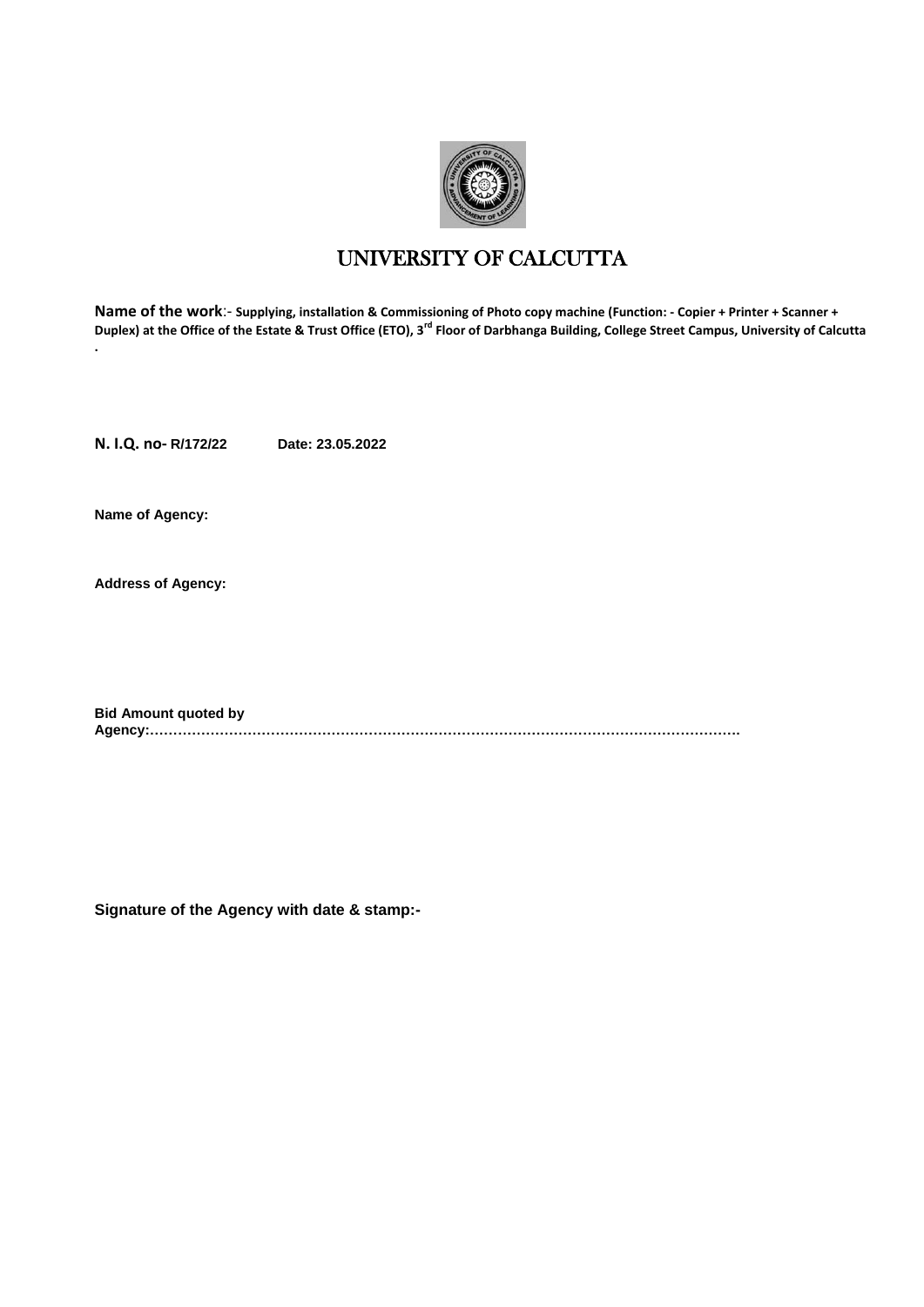# UNIVERSITY OF CALCUTTA

**Name of the work**:- **Supplying, installation & Commissioning of Photo copy machine (Function: - Copier + Printer + Scanner + Duplex) at the Office of the Estate & Trust Office (ETO), 3rd Floor of Darbhanga Building, College Street Campus, University of Calcutta**

.

**N. I.Q. no- R/172/22** **Date: 23.05.2022**

**Name of Agency:**

**Address of Agency:**

**Bid Amount quoted by Agency:……………………………………………………………………………………………………….**

**Signature of the Agency with date & stamp:-**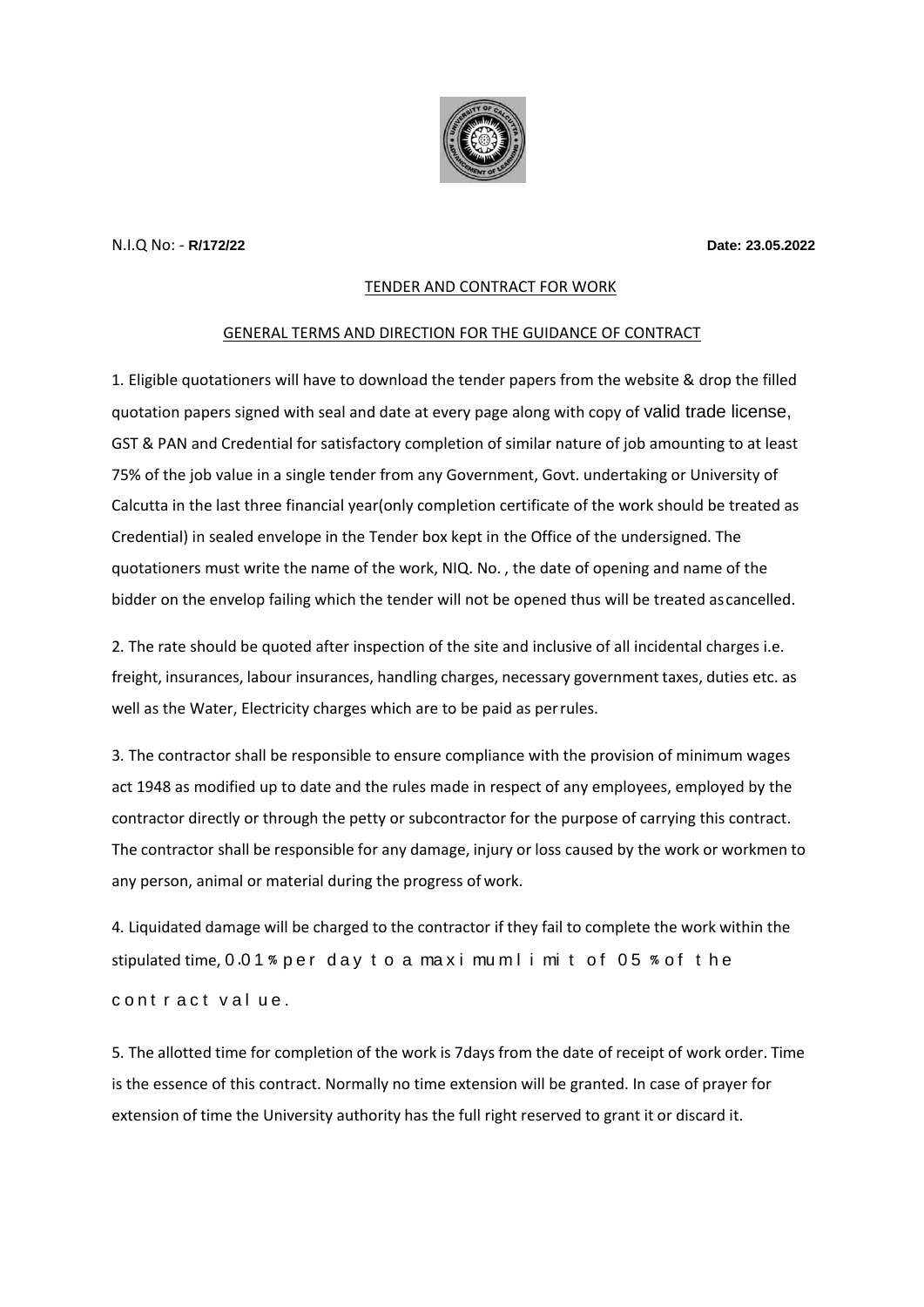N.I.Q No: - **R/172/22** **Date: 23.05.2022**

TENDER AND CONTRACT FOR WORK

GENERAL TERMS AND DIRECTION FOR THE GUIDANCE OF CONTRACT

1. Eligible quotationers will have to download the tender papers from the website & drop the filled quotation papers signed with seal and date at every page along with copy of valid trade license, GST & PAN and Credential for satisfactory completion of similar nature of job amounting to at least 75% of the job value in a single tender from any Government, Govt. undertaking or University of Calcutta in the last three financial year(only completion certificate of the work should be treated as Credential) in sealed envelope in the Tender box kept in the Office of the undersigned. The quotationers must write the name of the work, NIQ. No. , the date of opening and name of the bidder on the envelop failing which the tender will not be opened thus will be treated as cancelled.

2. The rate should be quoted after inspection of the site and inclusive of all incidental charges i.e. freight, insurances, labour insurances, handling charges, necessary government taxes, duties etc. as well as the Water, Electricity charges which are to be paid as per rules.

3. The contractor shall be responsible to ensure compliance with the provision of minimum wages act 1948 as modified up to date and the rules made in respect of any employees, employed by the contractor directly or through the petty or subcontractor for the purpose of carrying this contract. The contractor shall be responsible for any damage, injury or loss caused by the work or workmen to any person, animal or material during the progress of work.

4. Liquidated damage will be charged to the contractor if they fail to complete the work within the stipulated time, 0.01% per day to a maximum limit of 05% of the contract value.

5. The allotted time for completion of the work is 7days from the date of receipt of work order. Time is the essence of this contract. Normally no time extension will be granted. In case of prayer for extension of time the University authority has the full right reserved to grant it or discard it.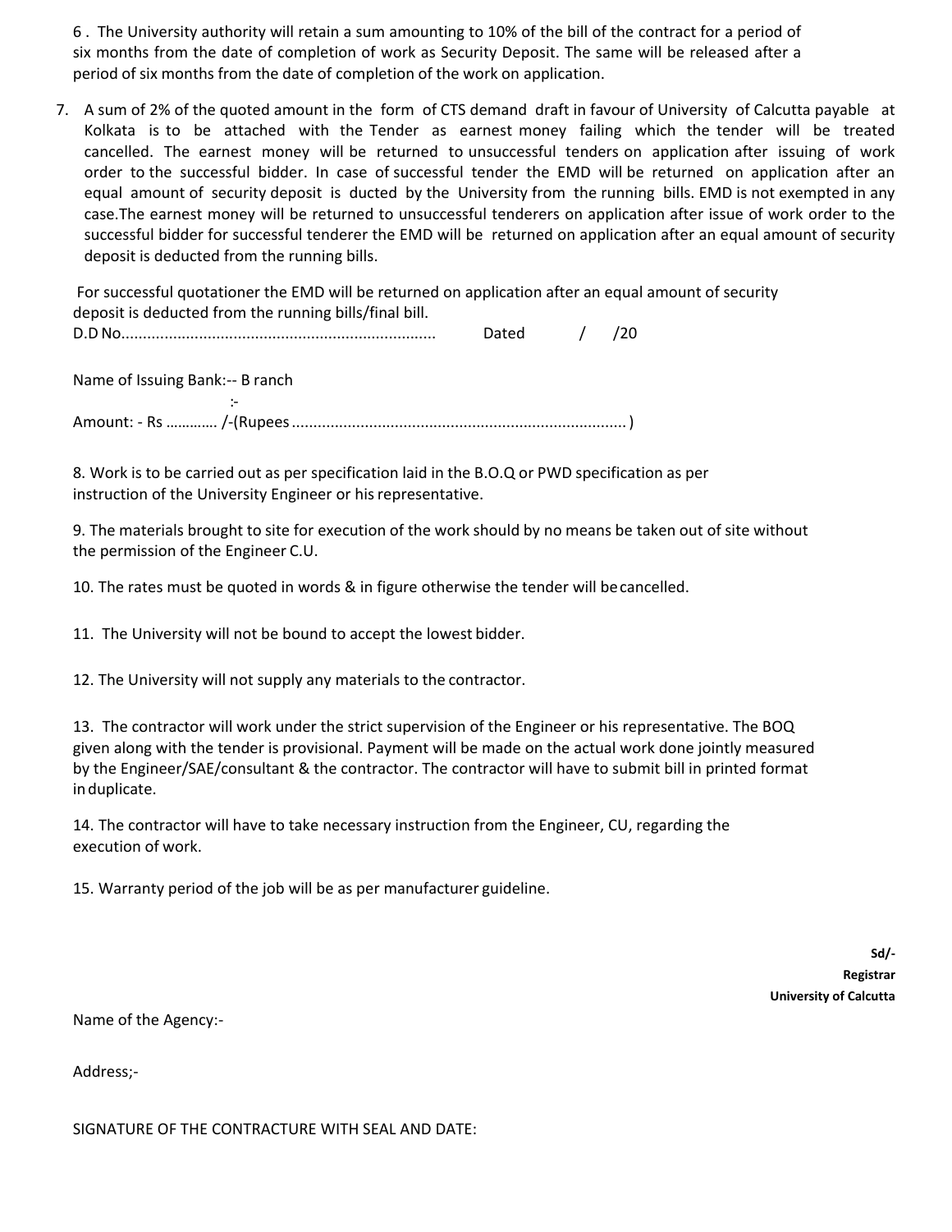6 . The University authority will retain a sum amounting to 10% of the bill of the contract for a period of six months from the date of completion of work as Security Deposit. The same will be released after a period of six months from the date of completion of the work on application.

7. A sum of 2% of the quoted amount in the form of CTS demand draft in favour of University of Calcutta payable at Kolkata is to be attached with the Tender as earnest money failing which the tender will be treated cancelled. The earnest money will be returned to unsuccessful tenders on application after issuing of work order to the successful bidder. In case of successful tender the EMD will be returned on application after an equal amount of security deposit is ducted by the University from the running bills. EMD is not exempted in any case.The earnest money will be returned to unsuccessful tenderers on application after issue of work order to the successful bidder for successful tenderer the EMD will be returned on application after an equal amount of security deposit is deducted from the running bills.

For successful quotationer the EMD will be returned on application after an equal amount of security deposit is deducted from the running bills/final bill.

D.D No......................................................................... Dated / /20

Name of Issuing Bank:-- B ranch :-

Amount: - Rs ………… /-(Rupees ............................................................................. )

8. Work is to be carried out as per specification laid in the B.O.Q or PWD specification as per instruction of the University Engineer or his representative.

9. The materials brought to site for execution of the work should by no means be taken out of site without the permission of the Engineer C.U.

10. The rates must be quoted in words & in figure otherwise the tender will be cancelled.

11. The University will not be bound to accept the lowest bidder.

12. The University will not supply any materials to the contractor.

13. The contractor will work under the strict supervision of the Engineer or his representative. The BOQ given along with the tender is provisional. Payment will be made on the actual work done jointly measured by the Engineer/SAE/consultant & the contractor. The contractor will have to submit bill in printed format in duplicate.

14. The contractor will have to take necessary instruction from the Engineer, CU, regarding the execution of work.

15. Warranty period of the job will be as per manufacturer guideline.

**Sd/-**
**Registrar**
**University of Calcutta**

Name of the Agency:-

Address;-

SIGNATURE OF THE CONTRACTURE WITH SEAL AND DATE: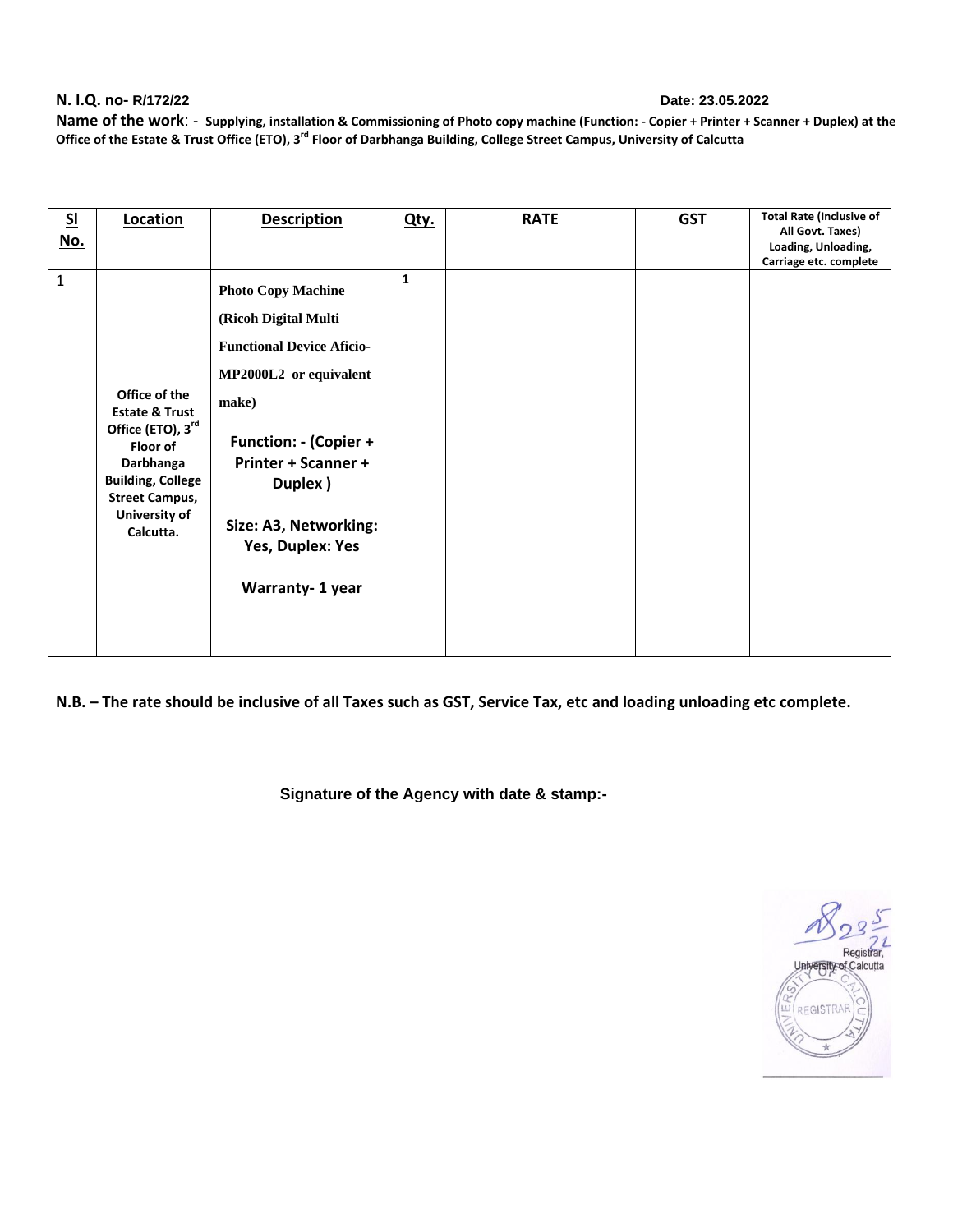**N. I.Q. no- R/172/22** **Date: 23.05.2022**

**Name of the work**: - **Supplying, installation & Commissioning of Photo copy machine (Function: - Copier + Printer + Scanner + Duplex) at the Office of the Estate & Trust Office (ETO), 3rd Floor of Darbhanga Building, College Street Campus, University of Calcutta**

| Sl No. | Location | Description | Qty. | RATE | GST | Total Rate (Inclusive of All Govt. Taxes) Loading, Unloading, Carriage etc. complete |
|---|---|---|---|---|---|---|
| 1 | Office of the Estate & Trust Office (ETO), 3rd Floor of Darbhanga Building, College Street Campus, University of Calcutta. | **Photo Copy Machine (Ricoh Digital Multi Functional Device Aficio-MP2000L2 or equivalent make)** **Function: - (Copier + Printer + Scanner + Duplex )** **Size: A3, Networking: Yes, Duplex: Yes** **Warranty- 1 year** | 1 | | | |

**N.B. – The rate should be inclusive of all Taxes such as GST, Service Tax, etc and loading unloading etc complete.**

**Signature of the Agency with date & stamp:-**

23/5/22
Registrar,
University of Calcutta